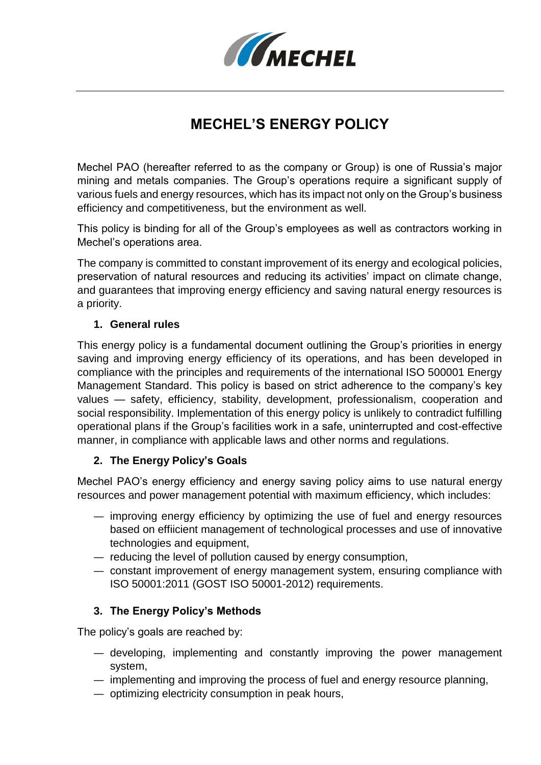MECHEL

# MECHEL'S ENERGY POLICY

Mechel PAO (hereafter referred to as the company or Group) is one of Russia's major mining and metals companies. The Group's operations require a significant supply of various fuels and energy resources, which has its impact not only on the Group's business efficiency and competitiveness, but the environment as well.

This policy is binding for all of the Group's employees as well as contractors working in Mechel's operations area.

The company is committed to constant improvement of its energy and ecological policies, preservation of natural resources and reducing its activities' impact on climate change, and guarantees that improving energy efficiency and saving natural energy resources is a priority.

## 1. General rules

This energy policy is a fundamental document outlining the Group's priorities in energy saving and improving energy efficiency of its operations, and has been developed in compliance with the principles and requirements of the international ISO 500001 Energy Management Standard. This policy is based on strict adherence to the company's key values — safety, efficiency, stability, development, professionalism, cooperation and social responsibility. Implementation of this energy policy is unlikely to contradict fulfilling operational plans if the Group's facilities work in a safe, uninterrupted and cost-effective manner, in compliance with applicable laws and other norms and regulations.

## 2. The Energy Policy's Goals

Mechel PAO's energy efficiency and energy saving policy aims to use natural energy resources and power management potential with maximum efficiency, which includes:

- improving energy efficiency by optimizing the use of fuel and energy resources based on effiicient management of technological processes and use of innovative technologies and equipment,
- reducing the level of pollution caused by energy consumption,
- constant improvement of energy management system, ensuring compliance with ISO 50001:2011 (GOST ISO 50001-2012) requirements.

## 3. The Energy Policy's Methods

The policy's goals are reached by:

- developing, implementing and constantly improving the power management system,
- implementing and improving the process of fuel and energy resource planning,
- optimizing electricity consumption in peak hours,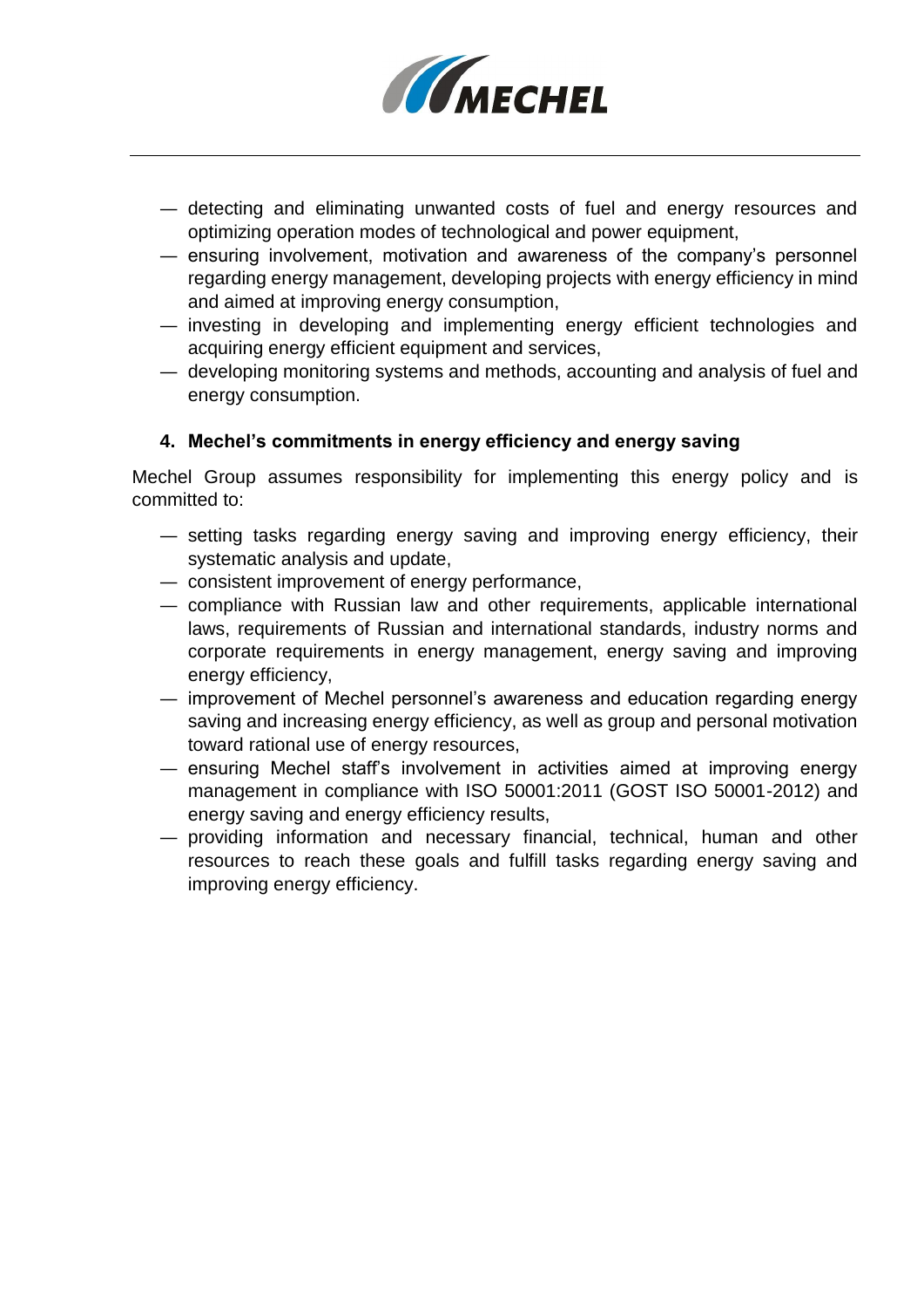- detecting and eliminating unwanted costs of fuel and energy resources and optimizing operation modes of technological and power equipment,
- ensuring involvement, motivation and awareness of the company's personnel regarding energy management, developing projects with energy efficiency in mind and aimed at improving energy consumption,
- investing in developing and implementing energy efficient technologies and acquiring energy efficient equipment and services,
- developing monitoring systems and methods, accounting and analysis of fuel and energy consumption.

## 4. Mechel's commitments in energy efficiency and energy saving

Mechel Group assumes responsibility for implementing this energy policy and is committed to:

- setting tasks regarding energy saving and improving energy efficiency, their systematic analysis and update,
- consistent improvement of energy performance,
- compliance with Russian law and other requirements, applicable international laws, requirements of Russian and international standards, industry norms and corporate requirements in energy management, energy saving and improving energy efficiency,
- improvement of Mechel personnel's awareness and education regarding energy saving and increasing energy efficiency, as well as group and personal motivation toward rational use of energy resources,
- ensuring Mechel staff's involvement in activities aimed at improving energy management in compliance with ISO 50001:2011 (GOST ISO 50001-2012) and energy saving and energy efficiency results,
- providing information and necessary financial, technical, human and other resources to reach these goals and fulfill tasks regarding energy saving and improving energy efficiency.